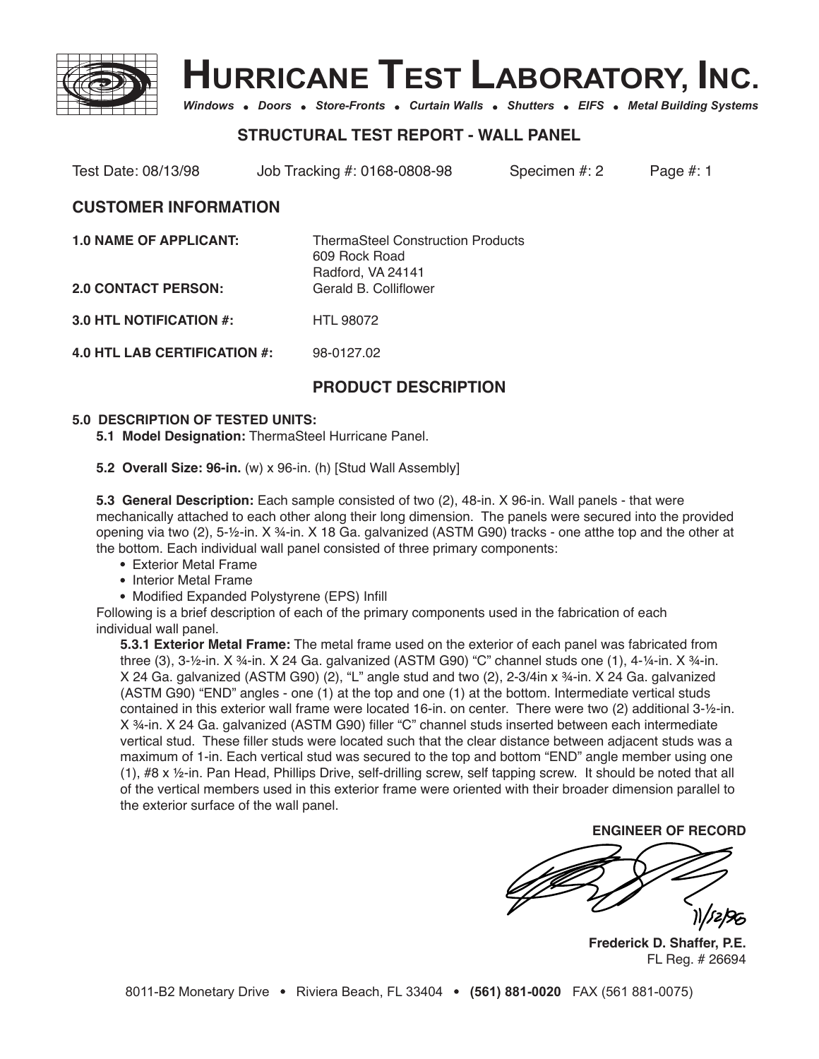# HURRICANE TEST LABORATORY, INC.

*Windows • Doors • Store-Fronts • Curtain Walls • Shutters • EIFS • Metal Building Systems*

## STRUCTURAL TEST REPORT - WALL PANEL

Test Date: 08/13/98 Job Tracking #: 0168-0808-98 Specimen #: 2 Page #: 1

## CUSTOMER INFORMATION

**1.0 NAME OF APPLICANT:** ThermaSteel Construction Products
609 Rock Road
Radford, VA 24141

**2.0 CONTACT PERSON:** Gerald B. Colliflower

**3.0 HTL NOTIFICATION #:** HTL 98072

**4.0 HTL LAB CERTIFICATION #:** 98-0127.02

## PRODUCT DESCRIPTION

**5.0 DESCRIPTION OF TESTED UNITS:**

**5.1 Model Designation:** ThermaSteel Hurricane Panel.

**5.2 Overall Size: 96-in.** (w) x 96-in. (h) [Stud Wall Assembly]

**5.3 General Description:** Each sample consisted of two (2), 48-in. X 96-in. Wall panels - that were mechanically attached to each other along their long dimension. The panels were secured into the provided opening via two (2), 5-½-in. X ¾-in. X 18 Ga. galvanized (ASTM G90) tracks - one atthe top and the other at the bottom. Each individual wall panel consisted of three primary components:

- Exterior Metal Frame
- Interior Metal Frame
- Modified Expanded Polystyrene (EPS) Infill

Following is a brief description of each of the primary components used in the fabrication of each individual wall panel.

**5.3.1 Exterior Metal Frame:** The metal frame used on the exterior of each panel was fabricated from three (3), 3-½-in. X ¾-in. X 24 Ga. galvanized (ASTM G90) "C" channel studs one (1), 4-¼-in. X ¾-in. X 24 Ga. galvanized (ASTM G90) (2), "L" angle stud and two (2), 2-3/4in x ¾-in. X 24 Ga. galvanized (ASTM G90) "END" angles - one (1) at the top and one (1) at the bottom. Intermediate vertical studs contained in this exterior wall frame were located 16-in. on center. There were two (2) additional 3-½-in. X ¾-in. X 24 Ga. galvanized (ASTM G90) filler "C" channel studs inserted between each intermediate vertical stud. These filler studs were located such that the clear distance between adjacent studs was a maximum of 1-in. Each vertical stud was secured to the top and bottom "END" angle member using one (1), #8 x ½-in. Pan Head, Phillips Drive, self-drilling screw, self tapping screw. It should be noted that all of the vertical members used in this exterior frame were oriented with their broader dimension parallel to the exterior surface of the wall panel.

**ENGINEER OF RECORD**

11/12/96

**Frederick D. Shaffer, P.E.**
FL Reg. # 26694

8011-B2 Monetary Drive • Riviera Beach, FL 33404 • **(561) 881-0020** FAX (561 881-0075)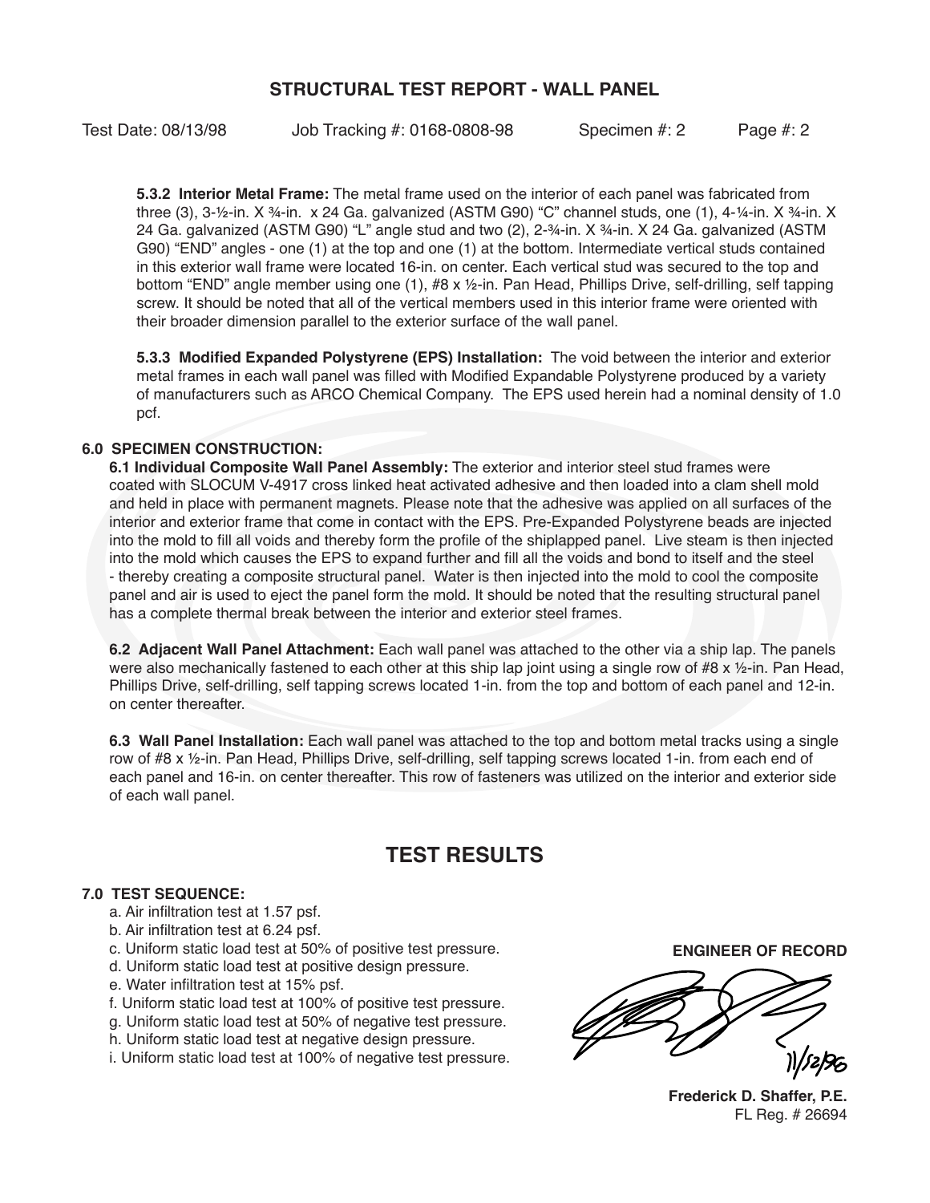## STRUCTURAL TEST REPORT - WALL PANEL

Test Date: 08/13/98 Job Tracking #: 0168-0808-98 Specimen #: 2 Page #: 2

**5.3.2 Interior Metal Frame:** The metal frame used on the interior of each panel was fabricated from three (3), 3-½-in. X ¾-in. x 24 Ga. galvanized (ASTM G90) "C" channel studs, one (1), 4-¼-in. X ¾-in. X 24 Ga. galvanized (ASTM G90) "L" angle stud and two (2), 2-¾-in. X ¾-in. X 24 Ga. galvanized (ASTM G90) "END" angles - one (1) at the top and one (1) at the bottom. Intermediate vertical studs contained in this exterior wall frame were located 16-in. on center. Each vertical stud was secured to the top and bottom "END" angle member using one (1), #8 x ½-in. Pan Head, Phillips Drive, self-drilling, self tapping screw. It should be noted that all of the vertical members used in this interior frame were oriented with their broader dimension parallel to the exterior surface of the wall panel.

**5.3.3 Modified Expanded Polystyrene (EPS) Installation:** The void between the interior and exterior metal frames in each wall panel was filled with Modified Expandable Polystyrene produced by a variety of manufacturers such as ARCO Chemical Company. The EPS used herein had a nominal density of 1.0 pcf.

### 6.0 SPECIMEN CONSTRUCTION:

**6.1 Individual Composite Wall Panel Assembly:** The exterior and interior steel stud frames were coated with SLOCUM V-4917 cross linked heat activated adhesive and then loaded into a clam shell mold and held in place with permanent magnets. Please note that the adhesive was applied on all surfaces of the interior and exterior frame that come in contact with the EPS. Pre-Expanded Polystyrene beads are injected into the mold to fill all voids and thereby form the profile of the shiplapped panel. Live steam is then injected into the mold which causes the EPS to expand further and fill all the voids and bond to itself and the steel - thereby creating a composite structural panel. Water is then injected into the mold to cool the composite panel and air is used to eject the panel form the mold. It should be noted that the resulting structural panel has a complete thermal break between the interior and exterior steel frames.

**6.2 Adjacent Wall Panel Attachment:** Each wall panel was attached to the other via a ship lap. The panels were also mechanically fastened to each other at this ship lap joint using a single row of #8 x ½-in. Pan Head, Phillips Drive, self-drilling, self tapping screws located 1-in. from the top and bottom of each panel and 12-in. on center thereafter.

**6.3 Wall Panel Installation:** Each wall panel was attached to the top and bottom metal tracks using a single row of #8 x ½-in. Pan Head, Phillips Drive, self-drilling, self tapping screws located 1-in. from each end of each panel and 16-in. on center thereafter. This row of fasteners was utilized on the interior and exterior side of each wall panel.

## TEST RESULTS

### 7.0 TEST SEQUENCE:

a. Air infiltration test at 1.57 psf.
b. Air infiltration test at 6.24 psf.
c. Uniform static load test at 50% of positive test pressure.
d. Uniform static load test at positive design pressure.
e. Water infiltration test at 15% psf.
f. Uniform static load test at 100% of positive test pressure.
g. Uniform static load test at 50% of negative test pressure.
h. Uniform static load test at negative design pressure.
i. Uniform static load test at 100% of negative test pressure.

**ENGINEER OF RECORD**

11/12/96

**Frederick D. Shaffer, P.E.**
FL Reg. # 26694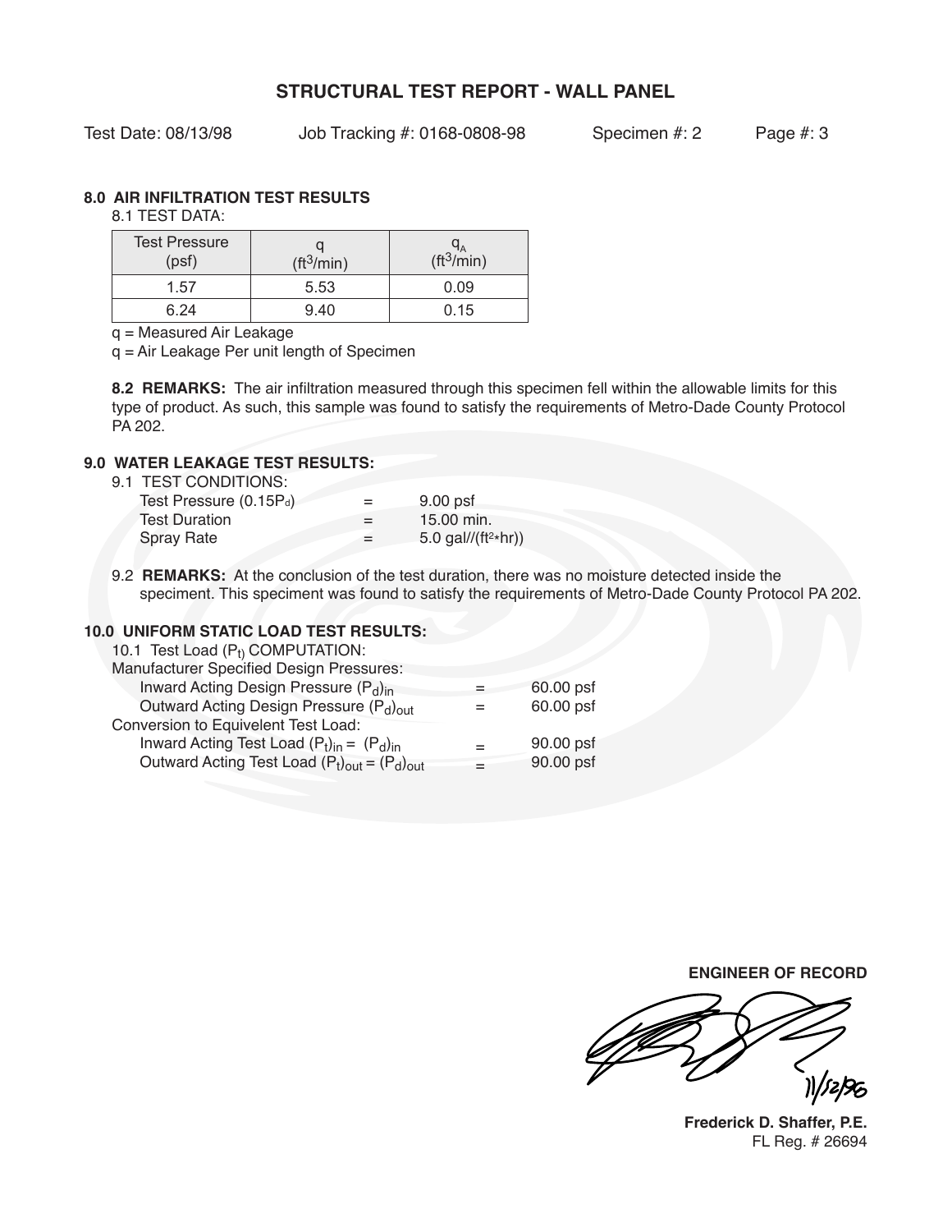# STRUCTURAL TEST REPORT - WALL PANEL

Test Date: 08/13/98 Job Tracking #: 0168-0808-98 Specimen #: 2 Page #: 3

## 8.0 AIR INFILTRATION TEST RESULTS

8.1 TEST DATA:

| Test Pressure (psf) | q ($ft^3$/min) | $q_A$ ($ft^3$/min) |
|---|---|---|
| 1.57 | 5.53 | 0.09 |
| 6.24 | 9.40 | 0.15 |

q = Measured Air Leakage

q = Air Leakage Per unit length of Specimen

**8.2 REMARKS:** The air infiltration measured through this specimen fell within the allowable limits for this type of product. As such, this sample was found to satisfy the requirements of Metro-Dade County Protocol PA 202.

## 9.0 WATER LEAKAGE TEST RESULTS:

9.1 TEST CONDITIONS:

| | | |
|---|---|---|
| Test Pressure ($0.15P_d$) | = | 9.00 psf |
| Test Duration | = | 15.00 min. |
| Spray Rate | = | 5.0 gal//($ft^2$*hr)) |

9.2 **REMARKS:** At the conclusion of the test duration, there was no moisture detected inside the speciment. This speciment was found to satisfy the requirements of Metro-Dade County Protocol PA 202.

## 10.0 UNIFORM STATIC LOAD TEST RESULTS:

10.1 Test Load ($P_t$) COMPUTATION:

Manufacturer Specified Design Pressures:

| | | |
|---|---|---|
| Inward Acting Design Pressure $(P_d)_{in}$ | = | 60.00 psf |
| Outward Acting Design Pressure $(P_d)_{out}$ | = | 60.00 psf |

Conversion to Equivelent Test Load:

| | | |
|---|---|---|
| Inward Acting Test Load $(P_t)_{in} = (P_d)_{in}$ | = | 90.00 psf |
| Outward Acting Test Load $(P_t)_{out} = (P_d)_{out}$ | = | 90.00 psf |

**ENGINEER OF RECORD**

11/12/96

**Frederick D. Shaffer, P.E.**
FL Reg. # 26694